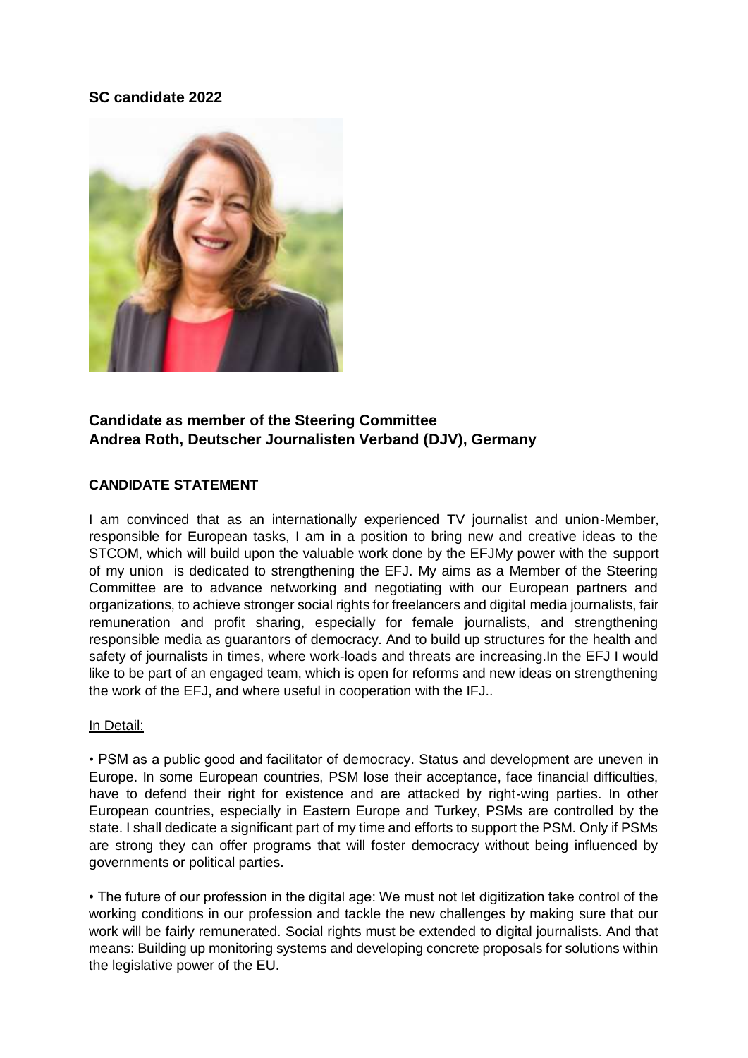**SC candidate 2022**

### Candidate as member of the Steering Committee
### Andrea Roth, Deutscher Journalisten Verband (DJV), Germany

**CANDIDATE STATEMENT**

I am convinced that as an internationally experienced TV journalist and union-Member, responsible for European tasks, I am in a position to bring new and creative ideas to the STCOM, which will build upon the valuable work done by the EFJMy power with the support of my union is dedicated to strengthening the EFJ. My aims as a Member of the Steering Committee are to advance networking and negotiating with our European partners and organizations, to achieve stronger social rights for freelancers and digital media journalists, fair remuneration and profit sharing, especially for female journalists, and strengthening responsible media as guarantors of democracy. And to build up structures for the health and safety of journalists in times, where work-loads and threats are increasing.In the EFJ I would like to be part of an engaged team, which is open for reforms and new ideas on strengthening the work of the EFJ, and where useful in cooperation with the IFJ..

<u>In Detail:</u>

• PSM as a public good and facilitator of democracy. Status and development are uneven in Europe. In some European countries, PSM lose their acceptance, face financial difficulties, have to defend their right for existence and are attacked by right-wing parties. In other European countries, especially in Eastern Europe and Turkey, PSMs are controlled by the state. I shall dedicate a significant part of my time and efforts to support the PSM. Only if PSMs are strong they can offer programs that will foster democracy without being influenced by governments or political parties.

• The future of our profession in the digital age: We must not let digitization take control of the working conditions in our profession and tackle the new challenges by making sure that our work will be fairly remunerated. Social rights must be extended to digital journalists. And that means: Building up monitoring systems and developing concrete proposals for solutions within the legislative power of the EU.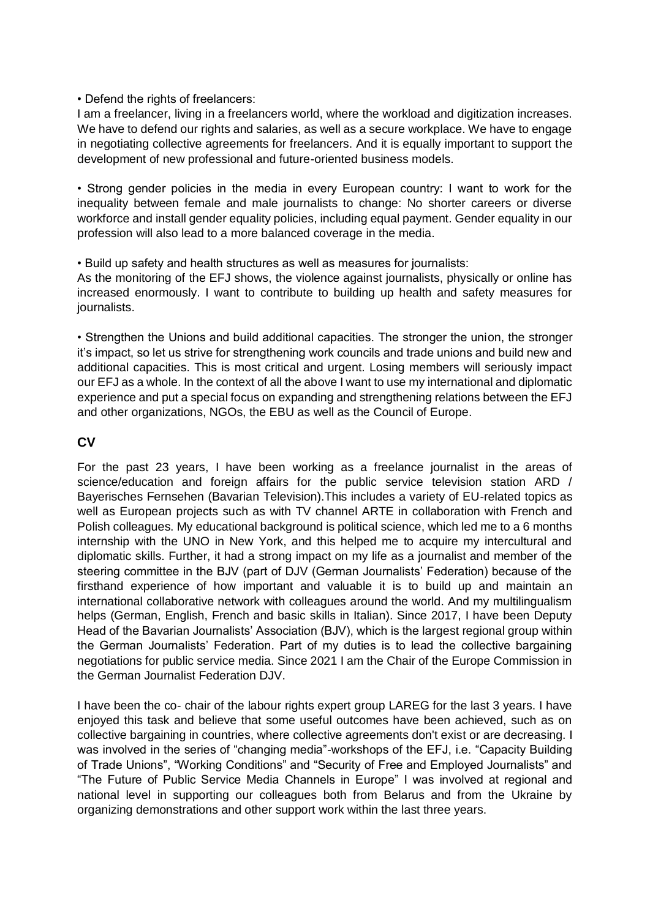• Defend the rights of freelancers:
I am a freelancer, living in a freelancers world, where the workload and digitization increases. We have to defend our rights and salaries, as well as a secure workplace. We have to engage in negotiating collective agreements for freelancers. And it is equally important to support the development of new professional and future-oriented business models.

• Strong gender policies in the media in every European country: I want to work for the inequality between female and male journalists to change: No shorter careers or diverse workforce and install gender equality policies, including equal payment. Gender equality in our profession will also lead to a more balanced coverage in the media.

• Build up safety and health structures as well as measures for journalists:
As the monitoring of the EFJ shows, the violence against journalists, physically or online has increased enormously. I want to contribute to building up health and safety measures for journalists.

• Strengthen the Unions and build additional capacities. The stronger the union, the stronger it's impact, so let us strive for strengthening work councils and trade unions and build new and additional capacities. This is most critical and urgent. Losing members will seriously impact our EFJ as a whole. In the context of all the above I want to use my international and diplomatic experience and put a special focus on expanding and strengthening relations between the EFJ and other organizations, NGOs, the EBU as well as the Council of Europe.

## CV

For the past 23 years, I have been working as a freelance journalist in the areas of science/education and foreign affairs for the public service television station ARD / Bayerisches Fernsehen (Bavarian Television).This includes a variety of EU-related topics as well as European projects such as with TV channel ARTE in collaboration with French and Polish colleagues. My educational background is political science, which led me to a 6 months internship with the UNO in New York, and this helped me to acquire my intercultural and diplomatic skills. Further, it had a strong impact on my life as a journalist and member of the steering committee in the BJV (part of DJV (German Journalists' Federation) because of the firsthand experience of how important and valuable it is to build up and maintain an international collaborative network with colleagues around the world. And my multilingualism helps (German, English, French and basic skills in Italian). Since 2017, I have been Deputy Head of the Bavarian Journalists' Association (BJV), which is the largest regional group within the German Journalists' Federation. Part of my duties is to lead the collective bargaining negotiations for public service media. Since 2021 I am the Chair of the Europe Commission in the German Journalist Federation DJV.

I have been the co- chair of the labour rights expert group LAREG for the last 3 years. I have enjoyed this task and believe that some useful outcomes have been achieved, such as on collective bargaining in countries, where collective agreements don't exist or are decreasing. I was involved in the series of "changing media"-workshops of the EFJ, i.e. "Capacity Building of Trade Unions", "Working Conditions" and "Security of Free and Employed Journalists" and "The Future of Public Service Media Channels in Europe" I was involved at regional and national level in supporting our colleagues both from Belarus and from the Ukraine by organizing demonstrations and other support work within the last three years.